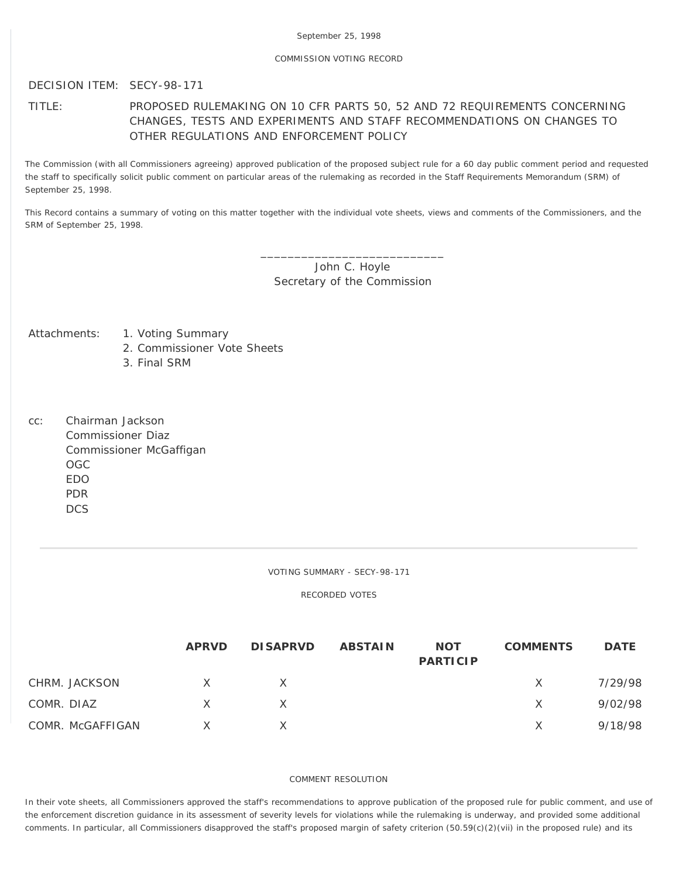September 25, 1998

COMMISSION VOTING RECORD

DECISION ITEM: SECY-98-171

TITLE: PROPOSED RULEMAKING ON 10 CFR PARTS 50, 52 AND 72 REQUIREMENTS CONCERNING CHANGES, TESTS AND EXPERIMENTS AND STAFF RECOMMENDATIONS ON CHANGES TO OTHER REGULATIONS AND ENFORCEMENT POLICY

The Commission (with all Commissioners agreeing) approved publication of the proposed subject rule for a 60 day public comment period and requested the staff to specifically solicit public comment on particular areas of the rulemaking as recorded in the Staff Requirements Memorandum (SRM) of September 25, 1998.

This Record contains a summary of voting on this matter together with the individual vote sheets, views and comments of the Commissioners, and the SRM of September 25, 1998.

\_\_\_\_\_\_\_\_\_\_\_\_\_\_\_\_\_\_\_\_\_\_\_\_\_\_\_\_

John C. Hoyle
Secretary of the Commission

Attachments:
1. Voting Summary
2. Commissioner Vote Sheets
3. Final SRM

cc: Chairman Jackson
Commissioner Diaz
Commissioner McGaffigan
OGC
EDO
PDR
DCS

---

VOTING SUMMARY - SECY-98-171

RECORDED VOTES

| | APRVD | DISAPRVD | ABSTAIN | NOT PARTICIP | COMMENTS | DATE |
|---|---|---|---|---|---|---|
| CHRM. JACKSON | X | X | | | X | 7/29/98 |
| COMR. DIAZ | X | X | | | X | 9/02/98 |
| COMR. McGAFFIGAN | X | X | | | X | 9/18/98 |

COMMENT RESOLUTION

In their vote sheets, all Commissioners approved the staff's recommendations to approve publication of the proposed rule for public comment, and use of the enforcement discretion guidance in its assessment of severity levels for violations while the rulemaking is underway, and provided some additional comments. In particular, all Commissioners disapproved the staff's proposed margin of safety criterion (50.59(c)(2)(vii) in the proposed rule) and its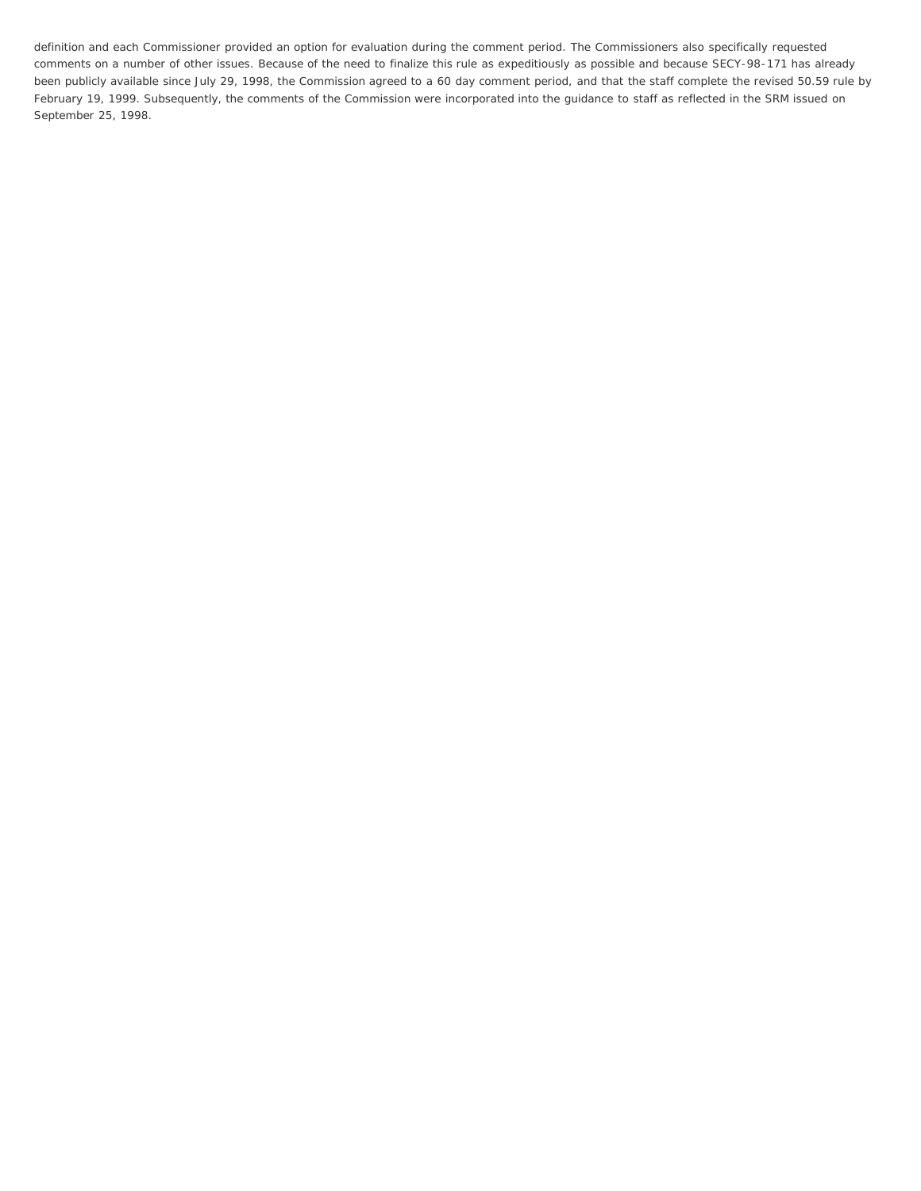definition and each Commissioner provided an option for evaluation during the comment period. The Commissioners also specifically requested comments on a number of other issues. Because of the need to finalize this rule as expeditiously as possible and because SECY-98-171 has already been publicly available since July 29, 1998, the Commission agreed to a 60 day comment period, and that the staff complete the revised 50.59 rule by February 19, 1999. Subsequently, the comments of the Commission were incorporated into the guidance to staff as reflected in the SRM issued on September 25, 1998.